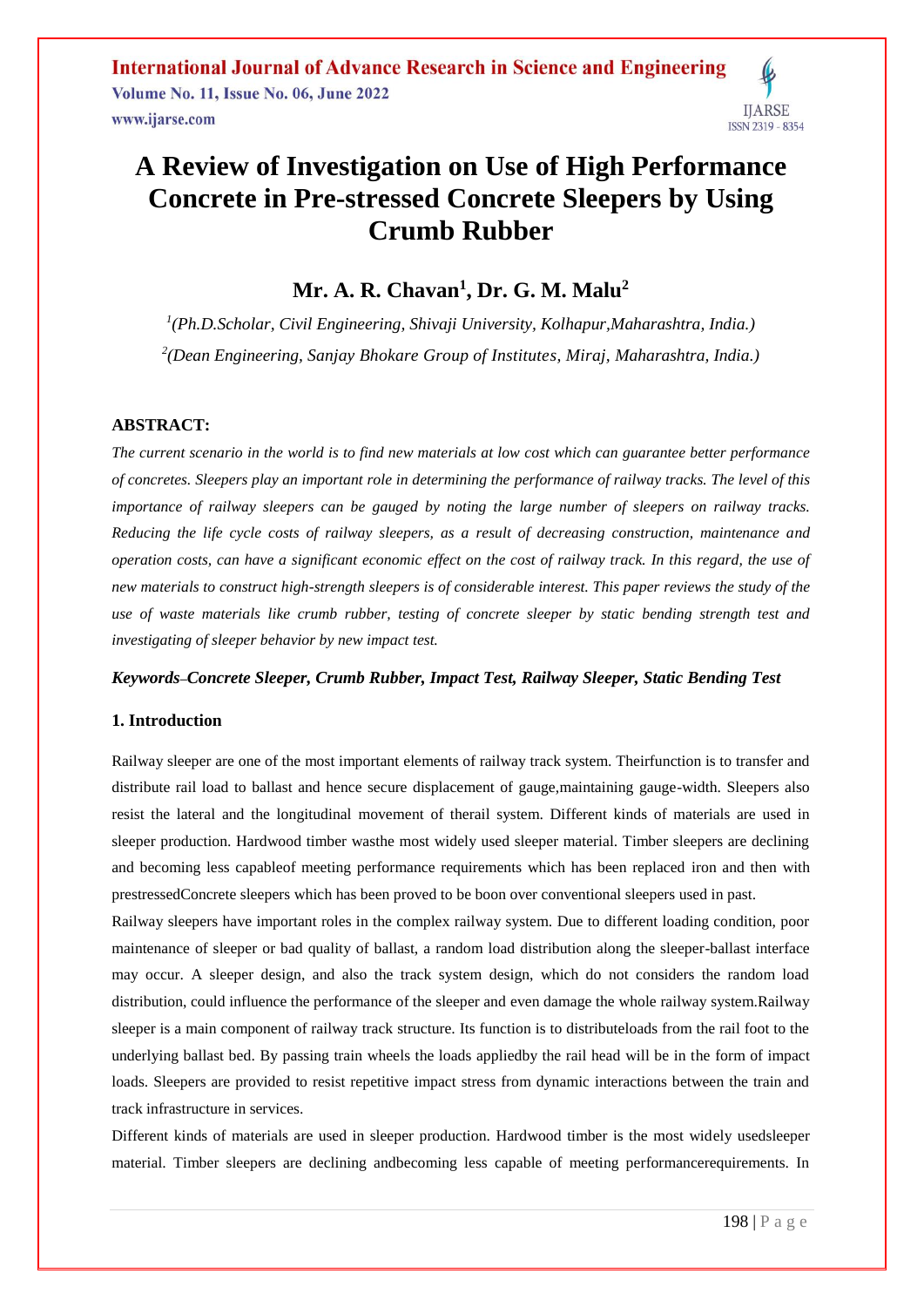# A Review of Investigation on Use of High Performance Concrete in Pre-stressed Concrete Sleepers by Using Crumb Rubber

## Mr. A. R. Chavan[1], Dr. G. M. Malu[2]

*[1](Ph.D.Scholar, Civil Engineering, Shivaji University, Kolhapur,Maharashtra, India.)*

*[2](Dean Engineering, Sanjay Bhokare Group of Institutes, Miraj, Maharashtra, India.)*

### ABSTRACT:

*The current scenario in the world is to find new materials at low cost which can guarantee better performance of concretes. Sleepers play an important role in determining the performance of railway tracks. The level of this importance of railway sleepers can be gauged by noting the large number of sleepers on railway tracks. Reducing the life cycle costs of railway sleepers, as a result of decreasing construction, maintenance and operation costs, can have a significant economic effect on the cost of railway track. In this regard, the use of new materials to construct high-strength sleepers is of considerable interest. This paper reviews the study of the use of waste materials like crumb rubber, testing of concrete sleeper by static bending strength test and investigating of sleeper behavior by new impact test.*

***Keywords–Concrete Sleeper, Crumb Rubber, Impact Test, Railway Sleeper, Static Bending Test***

### 1. Introduction

Railway sleeper are one of the most important elements of railway track system. Theirfunction is to transfer and distribute rail load to ballast and hence secure displacement of gauge,maintaining gauge-width. Sleepers also resist the lateral and the longitudinal movement of therail system. Different kinds of materials are used in sleeper production. Hardwood timber wasthe most widely used sleeper material. Timber sleepers are declining and becoming less capableof meeting performance requirements which has been replaced iron and then with prestressedConcrete sleepers which has been proved to be boon over conventional sleepers used in past.

Railway sleepers have important roles in the complex railway system. Due to different loading condition, poor maintenance of sleeper or bad quality of ballast, a random load distribution along the sleeper-ballast interface may occur. A sleeper design, and also the track system design, which do not considers the random load distribution, could influence the performance of the sleeper and even damage the whole railway system.Railway sleeper is a main component of railway track structure. Its function is to distributeloads from the rail foot to the underlying ballast bed. By passing train wheels the loads appliedby the rail head will be in the form of impact loads. Sleepers are provided to resist repetitive impact stress from dynamic interactions between the train and track infrastructure in services.

Different kinds of materials are used in sleeper production. Hardwood timber is the most widely usedsleeper material. Timber sleepers are declining andbecoming less capable of meeting performancerequirements. In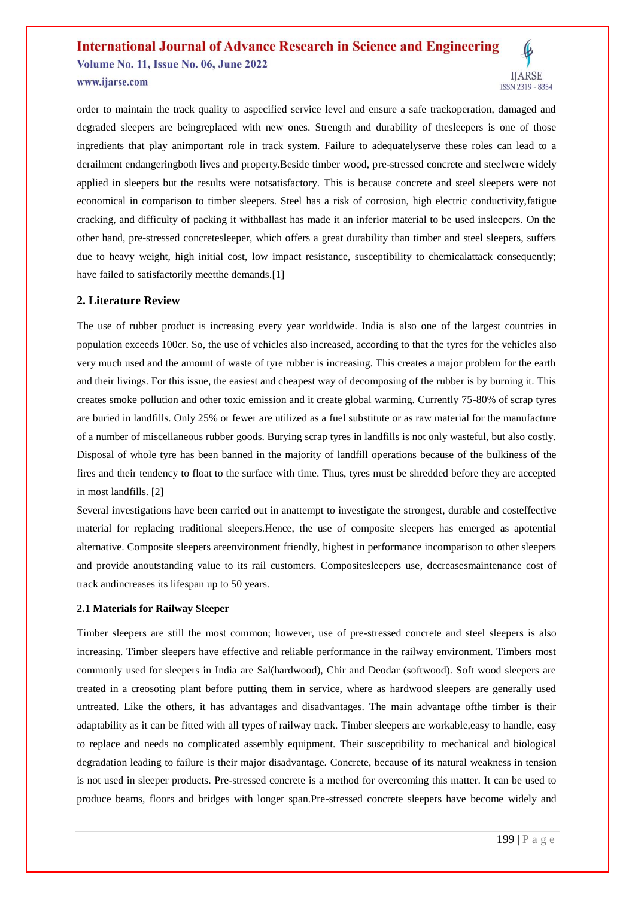order to maintain the track quality to aspecified service level and ensure a safe trackoperation, damaged and degraded sleepers are beingreplaced with new ones. Strength and durability of thesleepers is one of those ingredients that play animportant role in track system. Failure to adequatelyserve these roles can lead to a derailment endangeringboth lives and property.Beside timber wood, pre-stressed concrete and steelwere widely applied in sleepers but the results were notsatisfactory. This is because concrete and steel sleepers were not economical in comparison to timber sleepers. Steel has a risk of corrosion, high electric conductivity,fatigue cracking, and difficulty of packing it withballast has made it an inferior material to be used insleepers. On the other hand, pre-stressed concretesleeper, which offers a great durability than timber and steel sleepers, suffers due to heavy weight, high initial cost, low impact resistance, susceptibility to chemicalattack consequently; have failed to satisfactorily meetthe demands.[1]

## 2. Literature Review

The use of rubber product is increasing every year worldwide. India is also one of the largest countries in population exceeds 100cr. So, the use of vehicles also increased, according to that the tyres for the vehicles also very much used and the amount of waste of tyre rubber is increasing. This creates a major problem for the earth and their livings. For this issue, the easiest and cheapest way of decomposing of the rubber is by burning it. This creates smoke pollution and other toxic emission and it create global warming. Currently 75-80% of scrap tyres are buried in landfills. Only 25% or fewer are utilized as a fuel substitute or as raw material for the manufacture of a number of miscellaneous rubber goods. Burying scrap tyres in landfills is not only wasteful, but also costly. Disposal of whole tyre has been banned in the majority of landfill operations because of the bulkiness of the fires and their tendency to float to the surface with time. Thus, tyres must be shredded before they are accepted in most landfills. [2]

Several investigations have been carried out in anattempt to investigate the strongest, durable and costeffective material for replacing traditional sleepers.Hence, the use of composite sleepers has emerged as apotential alternative. Composite sleepers areenvironment friendly, highest in performance incomparison to other sleepers and provide anoutstanding value to its rail customers. Compositesleepers use, decreasesmaintenance cost of track andincreases its lifespan up to 50 years.

### 2.1 Materials for Railway Sleeper

Timber sleepers are still the most common; however, use of pre-stressed concrete and steel sleepers is also increasing. Timber sleepers have effective and reliable performance in the railway environment. Timbers most commonly used for sleepers in India are Sal(hardwood), Chir and Deodar (softwood). Soft wood sleepers are treated in a creosoting plant before putting them in service, where as hardwood sleepers are generally used untreated. Like the others, it has advantages and disadvantages. The main advantage ofthe timber is their adaptability as it can be fitted with all types of railway track. Timber sleepers are workable,easy to handle, easy to replace and needs no complicated assembly equipment. Their susceptibility to mechanical and biological degradation leading to failure is their major disadvantage. Concrete, because of its natural weakness in tension is not used in sleeper products. Pre-stressed concrete is a method for overcoming this matter. It can be used to produce beams, floors and bridges with longer span.Pre-stressed concrete sleepers have become widely and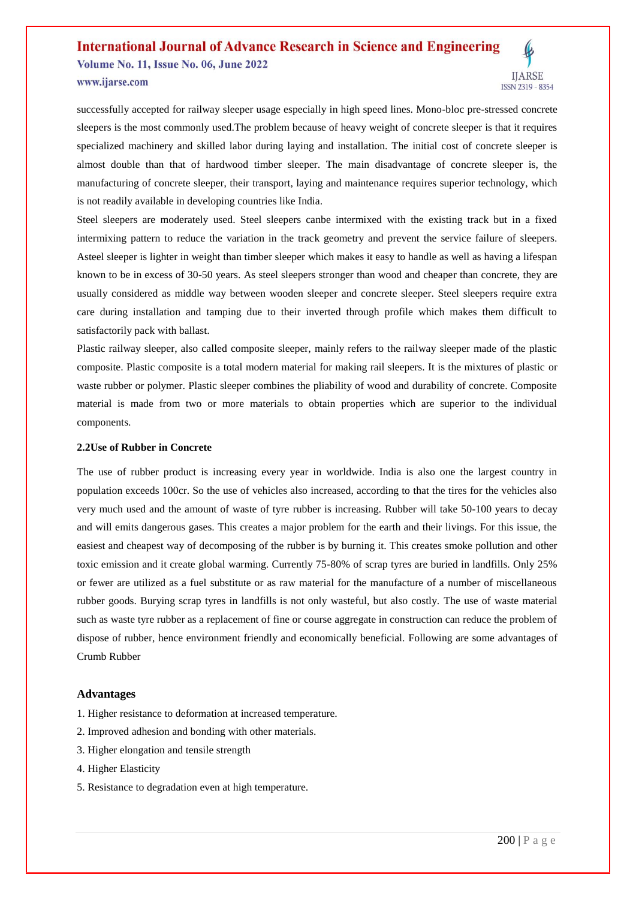successfully accepted for railway sleeper usage especially in high speed lines. Mono-bloc pre-stressed concrete sleepers is the most commonly used.The problem because of heavy weight of concrete sleeper is that it requires specialized machinery and skilled labor during laying and installation. The initial cost of concrete sleeper is almost double than that of hardwood timber sleeper. The main disadvantage of concrete sleeper is, the manufacturing of concrete sleeper, their transport, laying and maintenance requires superior technology, which is not readily available in developing countries like India.

Steel sleepers are moderately used. Steel sleepers canbe intermixed with the existing track but in a fixed intermixing pattern to reduce the variation in the track geometry and prevent the service failure of sleepers. Asteel sleeper is lighter in weight than timber sleeper which makes it easy to handle as well as having a lifespan known to be in excess of 30-50 years. As steel sleepers stronger than wood and cheaper than concrete, they are usually considered as middle way between wooden sleeper and concrete sleeper. Steel sleepers require extra care during installation and tamping due to their inverted through profile which makes them difficult to satisfactorily pack with ballast.

Plastic railway sleeper, also called composite sleeper, mainly refers to the railway sleeper made of the plastic composite. Plastic composite is a total modern material for making rail sleepers. It is the mixtures of plastic or waste rubber or polymer. Plastic sleeper combines the pliability of wood and durability of concrete. Composite material is made from two or more materials to obtain properties which are superior to the individual components.

### 2.2Use of Rubber in Concrete

The use of rubber product is increasing every year in worldwide. India is also one the largest country in population exceeds 100cr. So the use of vehicles also increased, according to that the tires for the vehicles also very much used and the amount of waste of tyre rubber is increasing. Rubber will take 50-100 years to decay and will emits dangerous gases. This creates a major problem for the earth and their livings. For this issue, the easiest and cheapest way of decomposing of the rubber is by burning it. This creates smoke pollution and other toxic emission and it create global warming. Currently 75-80% of scrap tyres are buried in landfills. Only 25% or fewer are utilized as a fuel substitute or as raw material for the manufacture of a number of miscellaneous rubber goods. Burying scrap tyres in landfills is not only wasteful, but also costly. The use of waste material such as waste tyre rubber as a replacement of fine or course aggregate in construction can reduce the problem of dispose of rubber, hence environment friendly and economically beneficial. Following are some advantages of Crumb Rubber

### Advantages

1. Higher resistance to deformation at increased temperature.
2. Improved adhesion and bonding with other materials.
3. Higher elongation and tensile strength
4. Higher Elasticity
5. Resistance to degradation even at high temperature.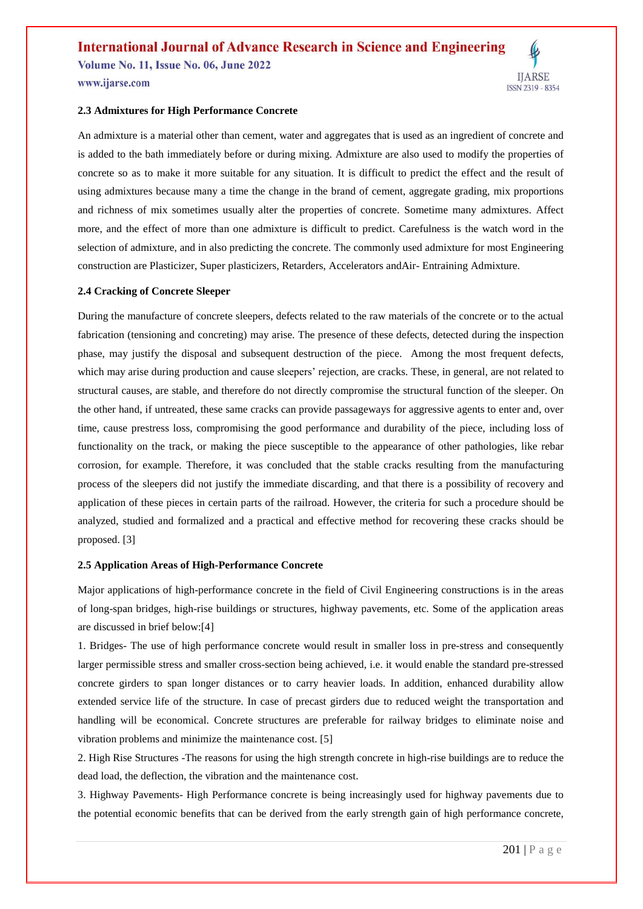### 2.3 Admixtures for High Performance Concrete

An admixture is a material other than cement, water and aggregates that is used as an ingredient of concrete and is added to the bath immediately before or during mixing. Admixture are also used to modify the properties of concrete so as to make it more suitable for any situation. It is difficult to predict the effect and the result of using admixtures because many a time the change in the brand of cement, aggregate grading, mix proportions and richness of mix sometimes usually alter the properties of concrete. Sometime many admixtures. Affect more, and the effect of more than one admixture is difficult to predict. Carefulness is the watch word in the selection of admixture, and in also predicting the concrete. The commonly used admixture for most Engineering construction are Plasticizer, Super plasticizers, Retarders, Accelerators andAir- Entraining Admixture.

### 2.4 Cracking of Concrete Sleeper

During the manufacture of concrete sleepers, defects related to the raw materials of the concrete or to the actual fabrication (tensioning and concreting) may arise. The presence of these defects, detected during the inspection phase, may justify the disposal and subsequent destruction of the piece. Among the most frequent defects, which may arise during production and cause sleepers' rejection, are cracks. These, in general, are not related to structural causes, are stable, and therefore do not directly compromise the structural function of the sleeper. On the other hand, if untreated, these same cracks can provide passageways for aggressive agents to enter and, over time, cause prestress loss, compromising the good performance and durability of the piece, including loss of functionality on the track, or making the piece susceptible to the appearance of other pathologies, like rebar corrosion, for example. Therefore, it was concluded that the stable cracks resulting from the manufacturing process of the sleepers did not justify the immediate discarding, and that there is a possibility of recovery and application of these pieces in certain parts of the railroad. However, the criteria for such a procedure should be analyzed, studied and formalized and a practical and effective method for recovering these cracks should be proposed. [3]

### 2.5 Application Areas of High-Performance Concrete

Major applications of high-performance concrete in the field of Civil Engineering constructions is in the areas of long-span bridges, high-rise buildings or structures, highway pavements, etc. Some of the application areas are discussed in brief below:[4]

1. Bridges- The use of high performance concrete would result in smaller loss in pre-stress and consequently larger permissible stress and smaller cross-section being achieved, i.e. it would enable the standard pre-stressed concrete girders to span longer distances or to carry heavier loads. In addition, enhanced durability allow extended service life of the structure. In case of precast girders due to reduced weight the transportation and handling will be economical. Concrete structures are preferable for railway bridges to eliminate noise and vibration problems and minimize the maintenance cost. [5]

2. High Rise Structures -The reasons for using the high strength concrete in high-rise buildings are to reduce the dead load, the deflection, the vibration and the maintenance cost.

3. Highway Pavements- High Performance concrete is being increasingly used for highway pavements due to the potential economic benefits that can be derived from the early strength gain of high performance concrete,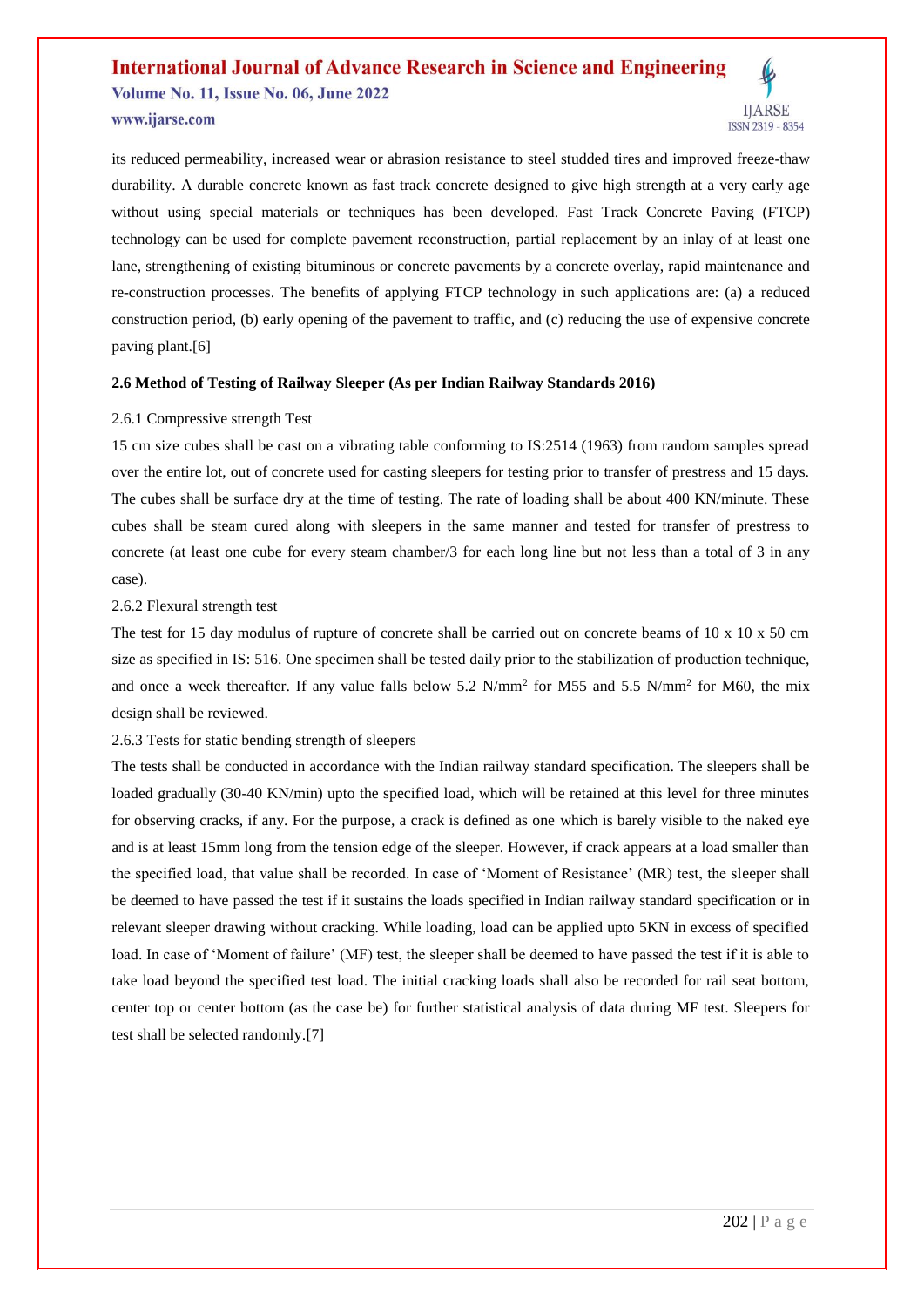its reduced permeability, increased wear or abrasion resistance to steel studded tires and improved freeze-thaw durability. A durable concrete known as fast track concrete designed to give high strength at a very early age without using special materials or techniques has been developed. Fast Track Concrete Paving (FTCP) technology can be used for complete pavement reconstruction, partial replacement by an inlay of at least one lane, strengthening of existing bituminous or concrete pavements by a concrete overlay, rapid maintenance and re-construction processes. The benefits of applying FTCP technology in such applications are: (a) a reduced construction period, (b) early opening of the pavement to traffic, and (c) reducing the use of expensive concrete paving plant.[6]

**2.6 Method of Testing of Railway Sleeper (As per Indian Railway Standards 2016)**

2.6.1 Compressive strength Test

15 cm size cubes shall be cast on a vibrating table conforming to IS:2514 (1963) from random samples spread over the entire lot, out of concrete used for casting sleepers for testing prior to transfer of prestress and 15 days. The cubes shall be surface dry at the time of testing. The rate of loading shall be about 400 KN/minute. These cubes shall be steam cured along with sleepers in the same manner and tested for transfer of prestress to concrete (at least one cube for every steam chamber/3 for each long line but not less than a total of 3 in any case).

2.6.2 Flexural strength test

The test for 15 day modulus of rupture of concrete shall be carried out on concrete beams of 10 x 10 x 50 cm size as specified in IS: 516. One specimen shall be tested daily prior to the stabilization of production technique, and once a week thereafter. If any value falls below 5.2 N/mm$^2$ for M55 and 5.5 N/mm$^2$ for M60, the mix design shall be reviewed.

2.6.3 Tests for static bending strength of sleepers

The tests shall be conducted in accordance with the Indian railway standard specification. The sleepers shall be loaded gradually (30-40 KN/min) upto the specified load, which will be retained at this level for three minutes for observing cracks, if any. For the purpose, a crack is defined as one which is barely visible to the naked eye and is at least 15mm long from the tension edge of the sleeper. However, if crack appears at a load smaller than the specified load, that value shall be recorded. In case of 'Moment of Resistance' (MR) test, the sleeper shall be deemed to have passed the test if it sustains the loads specified in Indian railway standard specification or in relevant sleeper drawing without cracking. While loading, load can be applied upto 5KN in excess of specified load. In case of 'Moment of failure' (MF) test, the sleeper shall be deemed to have passed the test if it is able to take load beyond the specified test load. The initial cracking loads shall also be recorded for rail seat bottom, center top or center bottom (as the case be) for further statistical analysis of data during MF test. Sleepers for test shall be selected randomly.[7]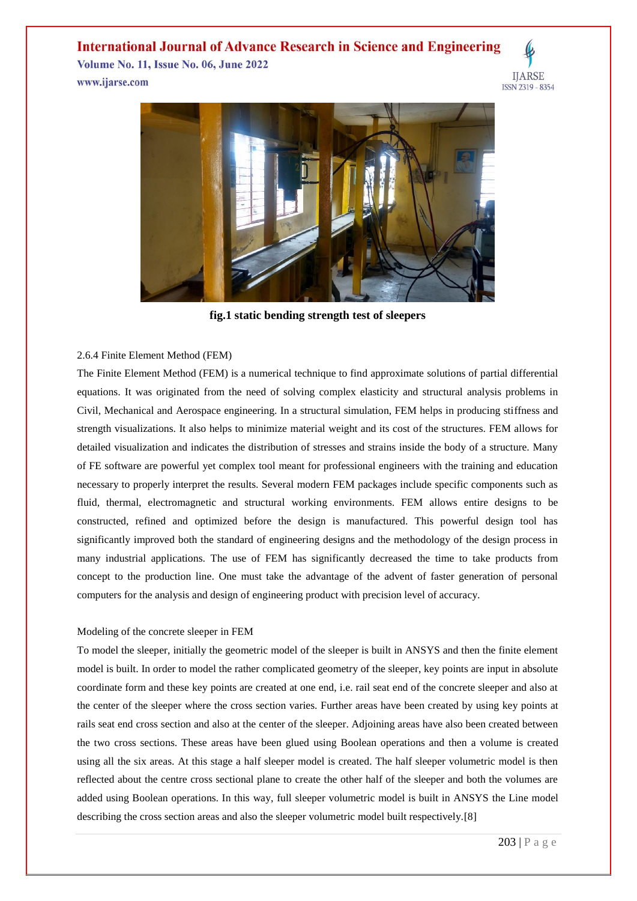**fig.1 static bending strength test of sleepers**

2.6.4 Finite Element Method (FEM)

The Finite Element Method (FEM) is a numerical technique to find approximate solutions of partial differential equations. It was originated from the need of solving complex elasticity and structural analysis problems in Civil, Mechanical and Aerospace engineering. In a structural simulation, FEM helps in producing stiffness and strength visualizations. It also helps to minimize material weight and its cost of the structures. FEM allows for detailed visualization and indicates the distribution of stresses and strains inside the body of a structure. Many of FE software are powerful yet complex tool meant for professional engineers with the training and education necessary to properly interpret the results. Several modern FEM packages include specific components such as fluid, thermal, electromagnetic and structural working environments. FEM allows entire designs to be constructed, refined and optimized before the design is manufactured. This powerful design tool has significantly improved both the standard of engineering designs and the methodology of the design process in many industrial applications. The use of FEM has significantly decreased the time to take products from concept to the production line. One must take the advantage of the advent of faster generation of personal computers for the analysis and design of engineering product with precision level of accuracy.

Modeling of the concrete sleeper in FEM

To model the sleeper, initially the geometric model of the sleeper is built in ANSYS and then the finite element model is built. In order to model the rather complicated geometry of the sleeper, key points are input in absolute coordinate form and these key points are created at one end, i.e. rail seat end of the concrete sleeper and also at the center of the sleeper where the cross section varies. Further areas have been created by using key points at rails seat end cross section and also at the center of the sleeper. Adjoining areas have also been created between the two cross sections. These areas have been glued using Boolean operations and then a volume is created using all the six areas. At this stage a half sleeper model is created. The half sleeper volumetric model is then reflected about the centre cross sectional plane to create the other half of the sleeper and both the volumes are added using Boolean operations. In this way, full sleeper volumetric model is built in ANSYS the Line model describing the cross section areas and also the sleeper volumetric model built respectively.[8]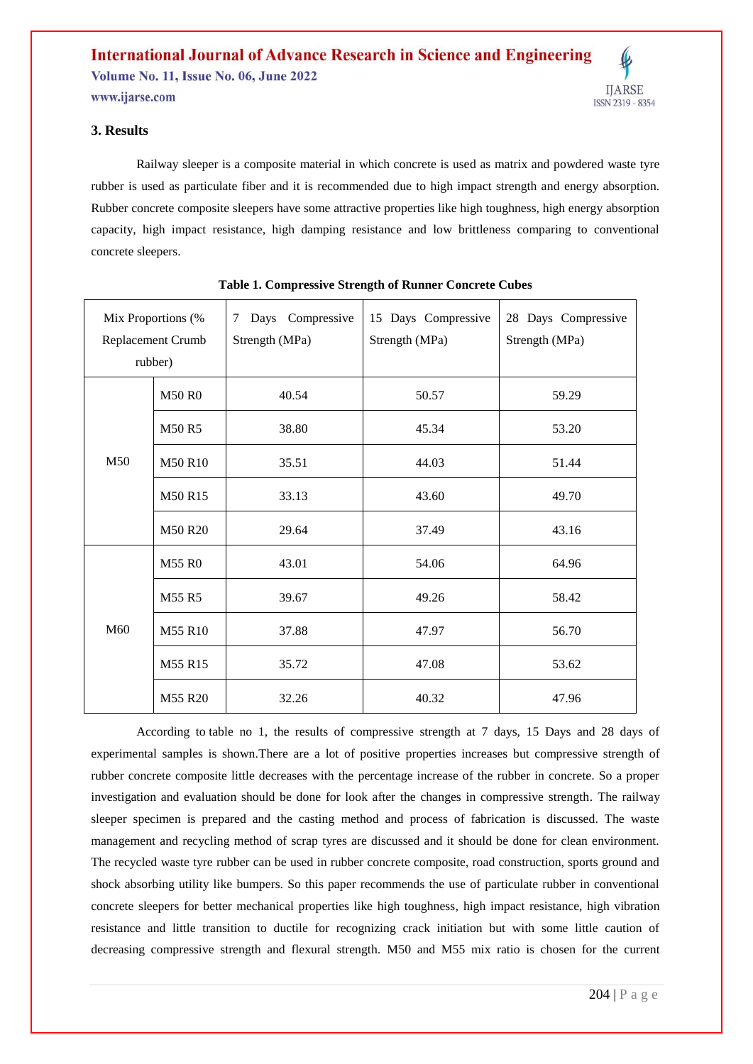## 3. Results

Railway sleeper is a composite material in which concrete is used as matrix and powdered waste tyre rubber is used as particulate fiber and it is recommended due to high impact strength and energy absorption. Rubber concrete composite sleepers have some attractive properties like high toughness, high energy absorption capacity, high impact resistance, high damping resistance and low brittleness comparing to conventional concrete sleepers.

**Table 1. Compressive Strength of Runner Concrete Cubes**

| Mix Proportions (% Replacement Crumb rubber) | | 7 Days Compressive Strength (MPa) | 15 Days Compressive Strength (MPa) | 28 Days Compressive Strength (MPa) |
|---|---|---|---|---|
| M50 | M50 R0 | 40.54 | 50.57 | 59.29 |
| | M50 R5 | 38.80 | 45.34 | 53.20 |
| | M50 R10 | 35.51 | 44.03 | 51.44 |
| | M50 R15 | 33.13 | 43.60 | 49.70 |
| | M50 R20 | 29.64 | 37.49 | 43.16 |
| M60 | M55 R0 | 43.01 | 54.06 | 64.96 |
| | M55 R5 | 39.67 | 49.26 | 58.42 |
| | M55 R10 | 37.88 | 47.97 | 56.70 |
| | M55 R15 | 35.72 | 47.08 | 53.62 |
| | M55 R20 | 32.26 | 40.32 | 47.96 |

According to table no 1, the results of compressive strength at 7 days, 15 Days and 28 days of experimental samples is shown.There are a lot of positive properties increases but compressive strength of rubber concrete composite little decreases with the percentage increase of the rubber in concrete. So a proper investigation and evaluation should be done for look after the changes in compressive strength. The railway sleeper specimen is prepared and the casting method and process of fabrication is discussed. The waste management and recycling method of scrap tyres are discussed and it should be done for clean environment. The recycled waste tyre rubber can be used in rubber concrete composite, road construction, sports ground and shock absorbing utility like bumpers. So this paper recommends the use of particulate rubber in conventional concrete sleepers for better mechanical properties like high toughness, high impact resistance, high vibration resistance and little transition to ductile for recognizing crack initiation but with some little caution of decreasing compressive strength and flexural strength. M50 and M55 mix ratio is chosen for the current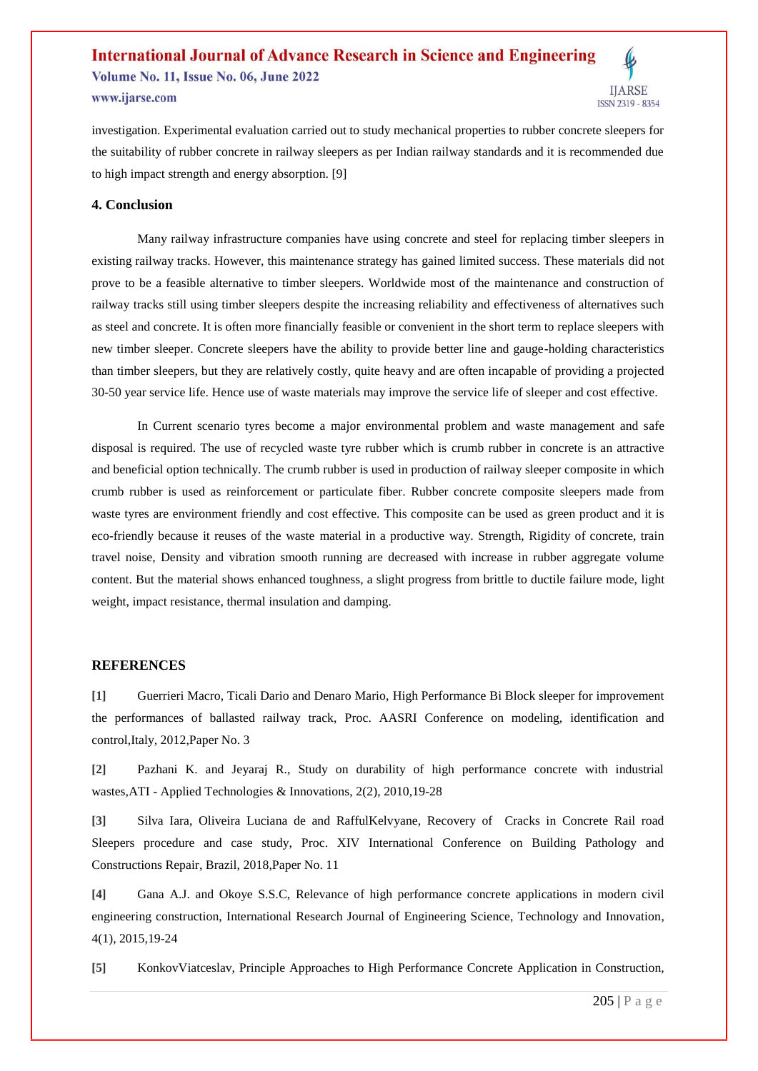investigation. Experimental evaluation carried out to study mechanical properties to rubber concrete sleepers for the suitability of rubber concrete in railway sleepers as per Indian railway standards and it is recommended due to high impact strength and energy absorption. [9]

### 4. Conclusion

Many railway infrastructure companies have using concrete and steel for replacing timber sleepers in existing railway tracks. However, this maintenance strategy has gained limited success. These materials did not prove to be a feasible alternative to timber sleepers. Worldwide most of the maintenance and construction of railway tracks still using timber sleepers despite the increasing reliability and effectiveness of alternatives such as steel and concrete. It is often more financially feasible or convenient in the short term to replace sleepers with new timber sleeper. Concrete sleepers have the ability to provide better line and gauge-holding characteristics than timber sleepers, but they are relatively costly, quite heavy and are often incapable of providing a projected 30-50 year service life. Hence use of waste materials may improve the service life of sleeper and cost effective.

In Current scenario tyres become a major environmental problem and waste management and safe disposal is required. The use of recycled waste tyre rubber which is crumb rubber in concrete is an attractive and beneficial option technically. The crumb rubber is used in production of railway sleeper composite in which crumb rubber is used as reinforcement or particulate fiber. Rubber concrete composite sleepers made from waste tyres are environment friendly and cost effective. This composite can be used as green product and it is eco-friendly because it reuses of the waste material in a productive way. Strength, Rigidity of concrete, train travel noise, Density and vibration smooth running are decreased with increase in rubber aggregate volume content. But the material shows enhanced toughness, a slight progress from brittle to ductile failure mode, light weight, impact resistance, thermal insulation and damping.

### REFERENCES

**[1]** Guerrieri Macro, Ticali Dario and Denaro Mario, High Performance Bi Block sleeper for improvement the performances of ballasted railway track, Proc. AASRI Conference on modeling, identification and control,Italy, 2012,Paper No. 3

**[2]** Pazhani K. and Jeyaraj R., Study on durability of high performance concrete with industrial wastes,ATI - Applied Technologies & Innovations, 2(2), 2010,19-28

**[3]** Silva Iara, Oliveira Luciana de and RaffulKelvyane, Recovery of Cracks in Concrete Rail road Sleepers procedure and case study, Proc. XIV International Conference on Building Pathology and Constructions Repair, Brazil, 2018,Paper No. 11

**[4]** Gana A.J. and Okoye S.S.C, Relevance of high performance concrete applications in modern civil engineering construction, International Research Journal of Engineering Science, Technology and Innovation, 4(1), 2015,19-24

**[5]** KonkovViatceslav, Principle Approaches to High Performance Concrete Application in Construction,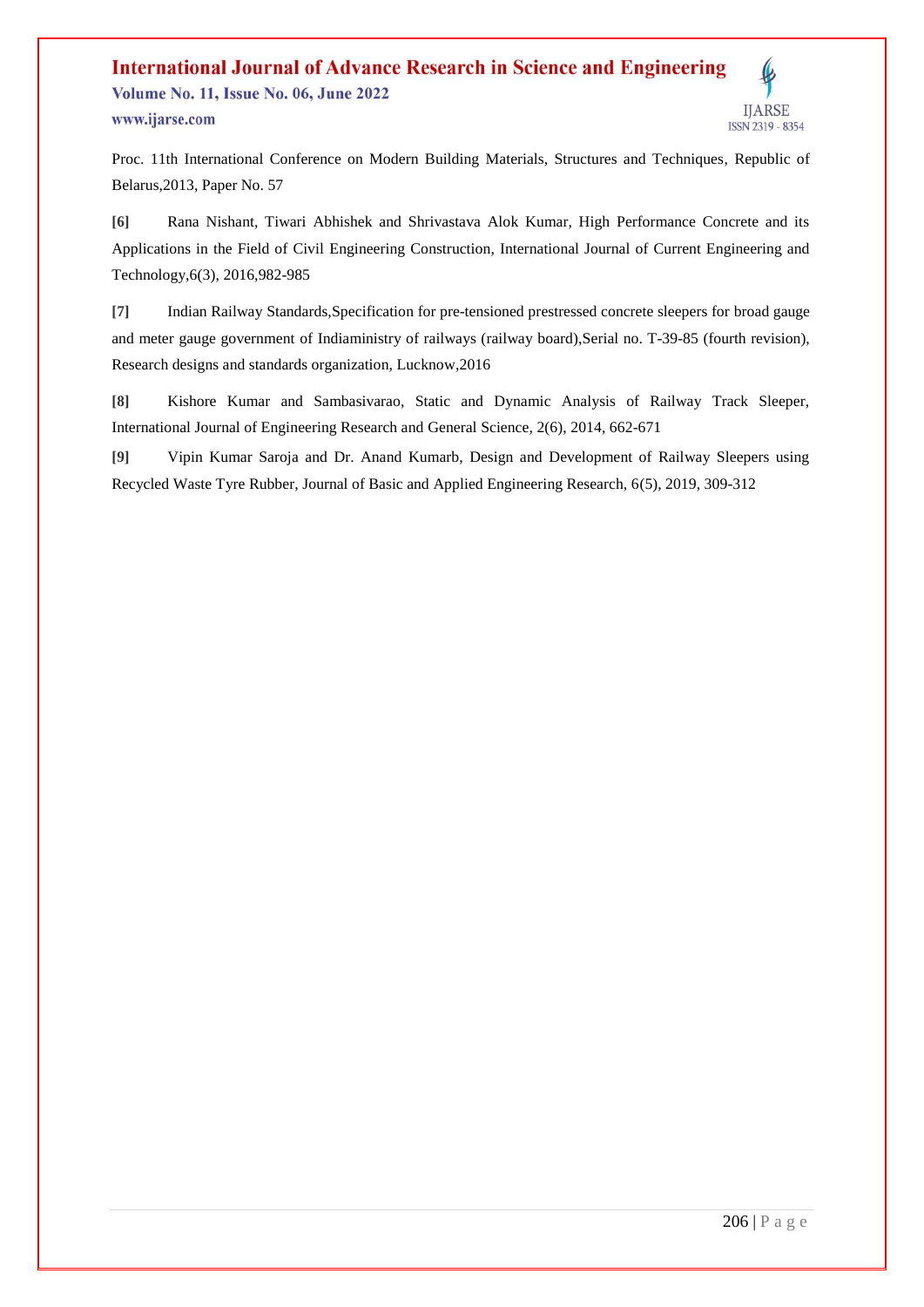Proc. 11th International Conference on Modern Building Materials, Structures and Techniques, Republic of Belarus,2013, Paper No. 57

**[6]** Rana Nishant, Tiwari Abhishek and Shrivastava Alok Kumar, High Performance Concrete and its Applications in the Field of Civil Engineering Construction, International Journal of Current Engineering and Technology,6(3), 2016,982-985

**[7]** Indian Railway Standards,Specification for pre-tensioned prestressed concrete sleepers for broad gauge and meter gauge government of Indiaministry of railways (railway board),Serial no. T-39-85 (fourth revision), Research designs and standards organization, Lucknow,2016

**[8]** Kishore Kumar and Sambasivarao, Static and Dynamic Analysis of Railway Track Sleeper, International Journal of Engineering Research and General Science, 2(6), 2014, 662-671

**[9]** Vipin Kumar Saroja and Dr. Anand Kumarb, Design and Development of Railway Sleepers using Recycled Waste Tyre Rubber, Journal of Basic and Applied Engineering Research, 6(5), 2019, 309-312